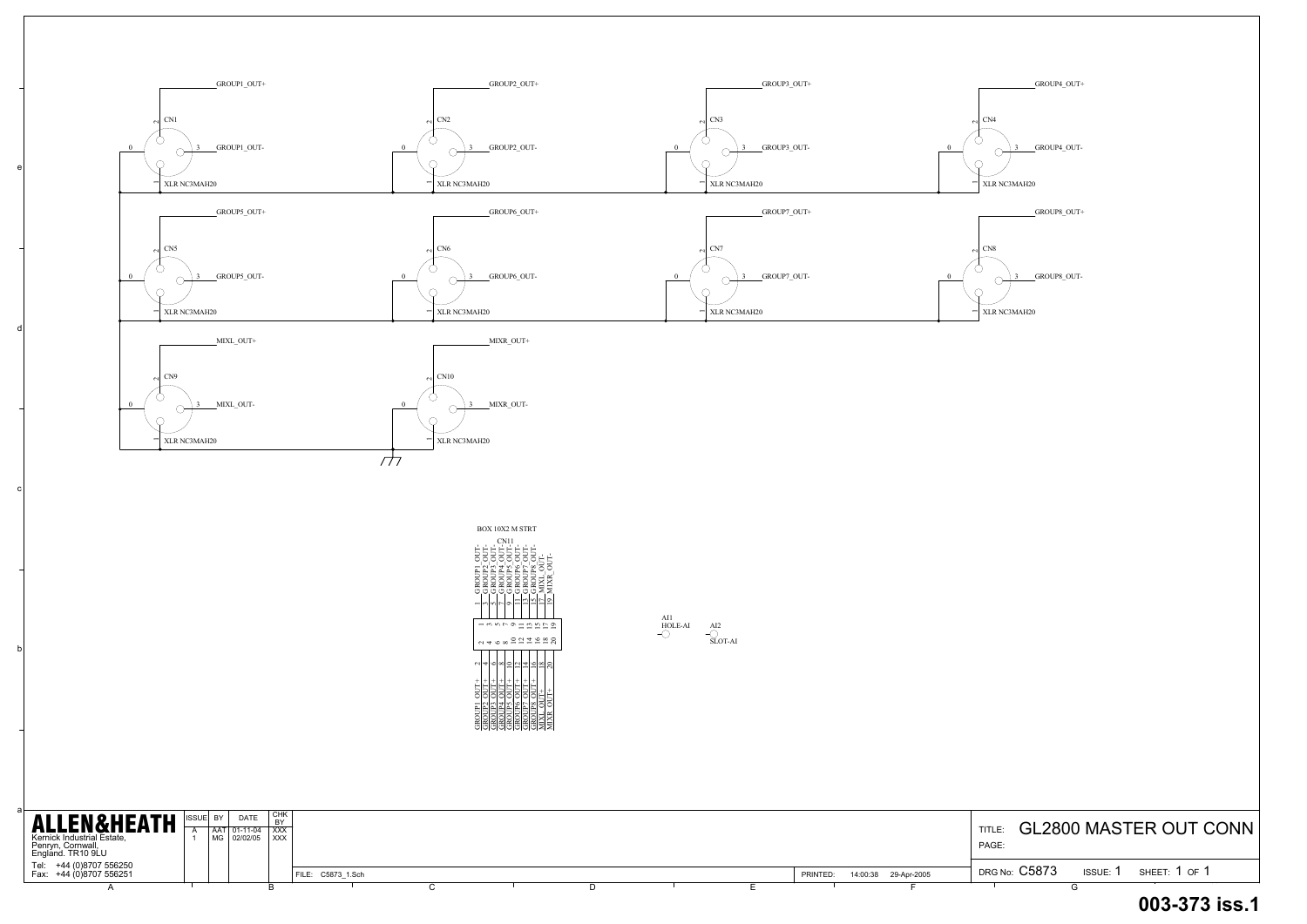GROUP1_OUT+

CN1

0 — 3 GROUP1_OUT-

1 XLR NC3MAH20

GROUP2_OUT+

CN2

0 — 3 GROUP2_OUT-

1 XLR NC3MAH20

GROUP3_OUT+

CN3

0 — 3 GROUP3_OUT-

1 XLR NC3MAH20

GROUP4_OUT+

CN4

0 — 3 GROUP4_OUT-

1 XLR NC3MAH20

GROUP5_OUT+

CN5

0 — 3 GROUP5_OUT-

1 XLR NC3MAH20

GROUP6_OUT+

CN6

0 — 3 GROUP6_OUT-

1 XLR NC3MAH20

GROUP7_OUT+

CN7

0 — 3 GROUP7_OUT-

1 XLR NC3MAH20

GROUP8_OUT+

CN8

0 — 3 GROUP8_OUT-

1 XLR NC3MAH20

MIXL_OUT+

CN9

0 — 3 MIXL_OUT-

1 XLR NC3MAH20

MIXR_OUT+

CN10

0 — 3 MIXR_OUT-

1 XLR NC3MAH20

BOX 10X2 M STRT

CN11

| Pin | Signal | Pin | Signal |
|---|---|---|---|
| 1 | GROUP1_OUT- | 2 | GROUP1_OUT+ |
| 3 | GROUP2_OUT- | 4 | GROUP2_OUT+ |
| 5 | GROUP3_OUT- | 6 | GROUP3_OUT+ |
| 7 | GROUP4_OUT- | 8 | GROUP4_OUT+ |
| 9 | GROUP5_OUT- | 10 | GROUP5_OUT+ |
| 11 | GROUP6_OUT- | 12 | GROUP6_OUT+ |
| 13 | GROUP7_OUT- | 14 | GROUP7_OUT+ |
| 15 | GROUP8_OUT- | 16 | GROUP8_OUT+ |
| 17 | MIXL_OUT- | 18 | MIXL_OUT+ |
| 19 | MIXR_OUT- | 20 | MIXR_OUT+ |

AI1
HOLE-AI

AI2
SLOT-AI

**ALLEN&HEATH**
Kernick Industrial Estate,
Penryn, Cornwall,
England. TR10 9LU
Tel: +44 (0)8707 556250
Fax: +44 (0)8707 556251

| ISSUE | BY | DATE | CHK BY |
|---|---|---|---|
| A | AAT | 01-11-04 | XXX |
| 1 | MG | 02/02/05 | XXX |

FILE: C5873_1.Sch

PRINTED: 14:00:38 29-Apr-2005

TITLE: GL2800 MASTER OUT CONN

PAGE:

DRG No: C5873 ISSUE: 1 SHEET: 1 OF 1

**003-373 iss.1**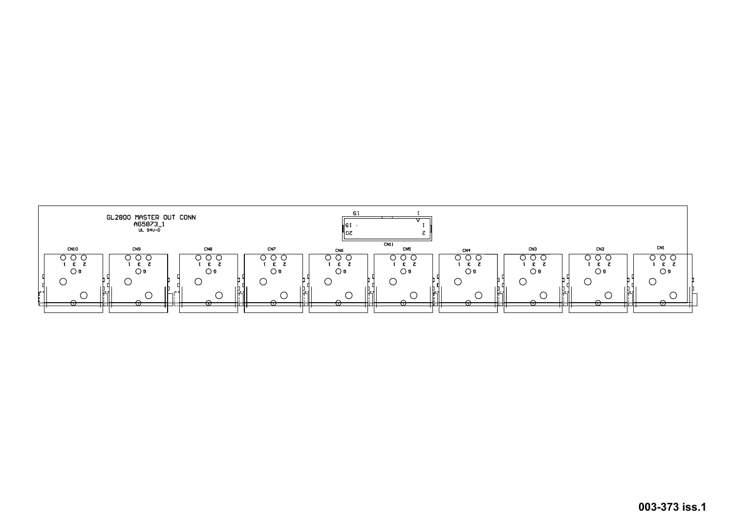GL2800 MASTER OUT CONN
AG5873_1
UL 94V-0

CN11

CN10 CN9 CN8 CN7 CN6 CN5 CN4 CN3 CN2 CN1

**003-373 iss.1**